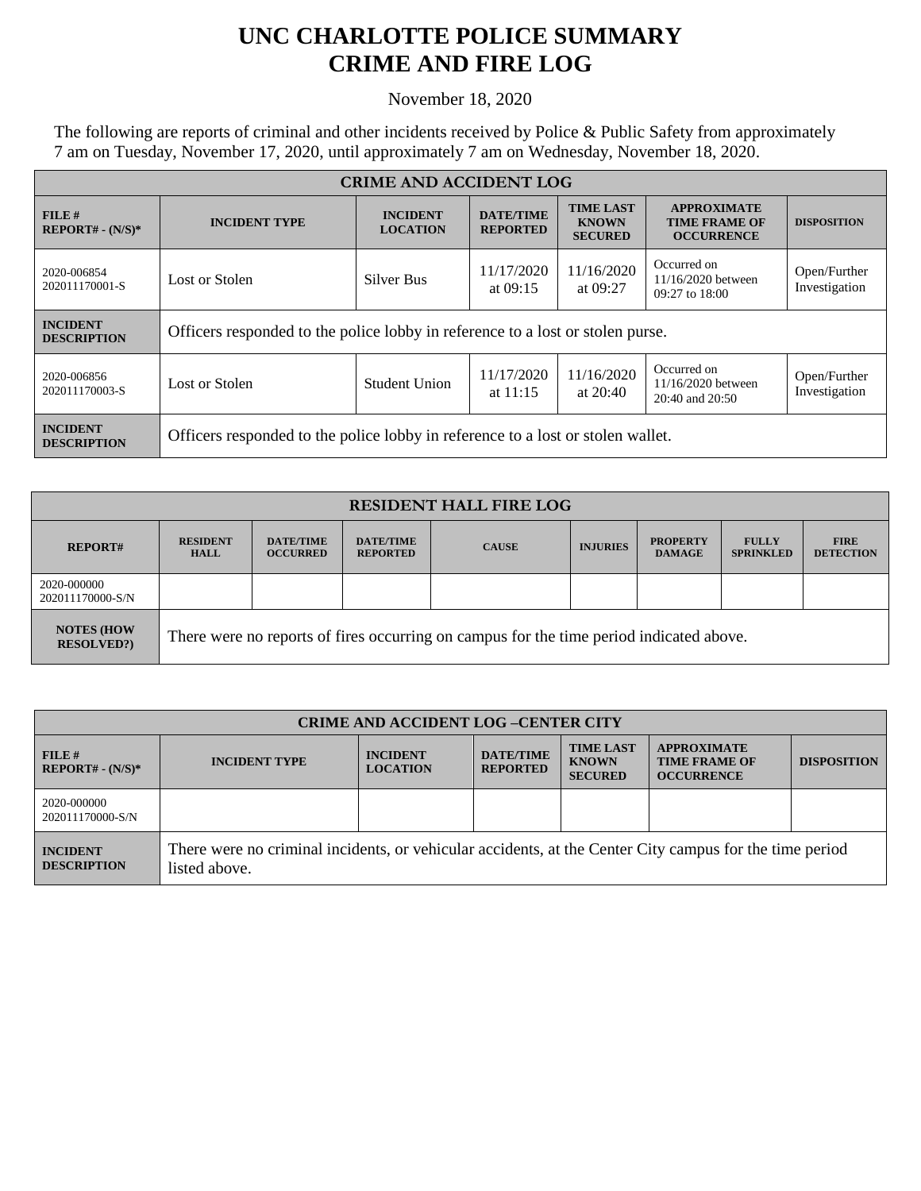# UNC CHARLOTTE POLICE SUMMARY
# CRIME AND FIRE LOG

November 18, 2020

The following are reports of criminal and other incidents received by Police & Public Safety from approximately 7 am on Tuesday, November 17, 2020, until approximately 7 am on Wednesday, November 18, 2020.

| CRIME AND ACCIDENT LOG | | | | | | |
|---|---|---|---|---|---|---|
| **FILE # REPORT# - (N/S)*** | **INCIDENT TYPE** | **INCIDENT LOCATION** | **DATE/TIME REPORTED** | **TIME LAST KNOWN SECURED** | **APPROXIMATE TIME FRAME OF OCCURRENCE** | **DISPOSITION** |
| 2020-006854 202011170001-S | Lost or Stolen | Silver Bus | 11/17/2020 at 09:15 | 11/16/2020 at 09:27 | Occurred on 11/16/2020 between 09:27 to 18:00 | Open/Further Investigation |
| **INCIDENT DESCRIPTION** | Officers responded to the police lobby in reference to a lost or stolen purse. | | | | | |
| 2020-006856 202011170003-S | Lost or Stolen | Student Union | 11/17/2020 at 11:15 | 11/16/2020 at 20:40 | Occurred on 11/16/2020 between 20:40 and 20:50 | Open/Further Investigation |
| **INCIDENT DESCRIPTION** | Officers responded to the police lobby in reference to a lost or stolen wallet. | | | | | |

| RESIDENT HALL FIRE LOG | | | | | | | | |
|---|---|---|---|---|---|---|---|---|
| **REPORT#** | **RESIDENT HALL** | **DATE/TIME OCCURRED** | **DATE/TIME REPORTED** | **CAUSE** | **INJURIES** | **PROPERTY DAMAGE** | **FULLY SPRINKLED** | **FIRE DETECTION** |
| 2020-000000 202011170000-S/N | | | | | | | | |
| **NOTES (HOW RESOLVED?)** | There were no reports of fires occurring on campus for the time period indicated above. | | | | | | | |

| CRIME AND ACCIDENT LOG –CENTER CITY | | | | | | |
|---|---|---|---|---|---|---|
| **FILE # REPORT# - (N/S)*** | **INCIDENT TYPE** | **INCIDENT LOCATION** | **DATE/TIME REPORTED** | **TIME LAST KNOWN SECURED** | **APPROXIMATE TIME FRAME OF OCCURRENCE** | **DISPOSITION** |
| 2020-000000 202011170000-S/N | | | | | | |
| **INCIDENT DESCRIPTION** | There were no criminal incidents, or vehicular accidents, at the Center City campus for the time period listed above. | | | | | |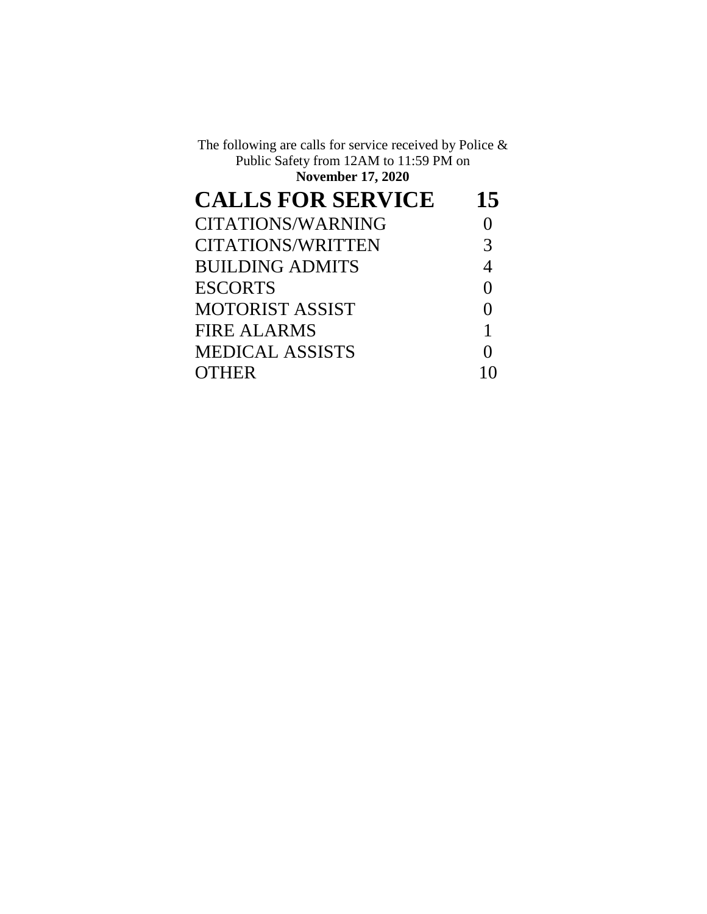The following are calls for service received by Police & Public Safety from 12AM to 11:59 PM on
**November 17, 2020**

| | |
|---|---|
| **CALLS FOR SERVICE** | **15** |
| CITATIONS/WARNING | 0 |
| CITATIONS/WRITTEN | 3 |
| BUILDING ADMITS | 4 |
| ESCORTS | 0 |
| MOTORIST ASSIST | 0 |
| FIRE ALARMS | 1 |
| MEDICAL ASSISTS | 0 |
| OTHER | 10 |